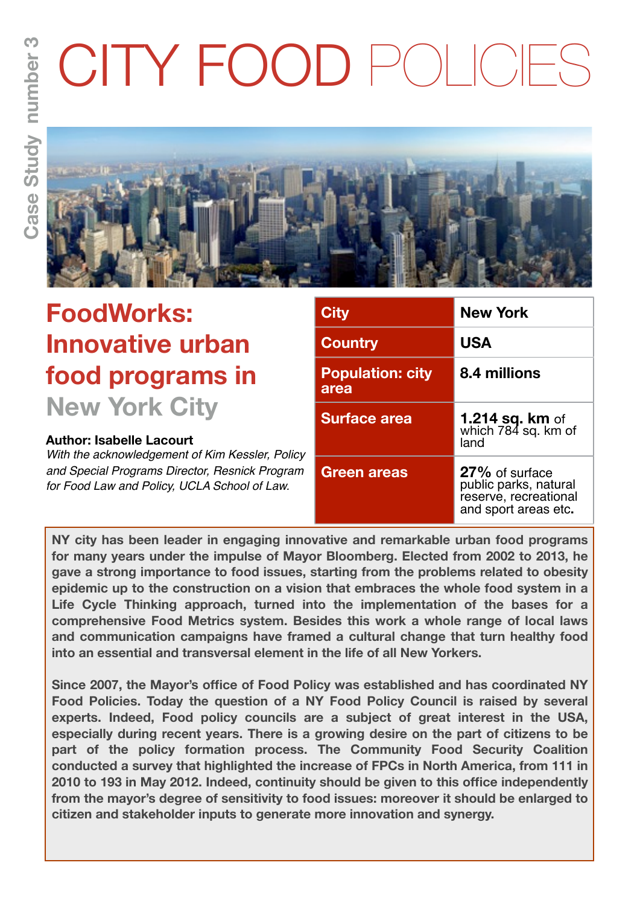Case Study number 3

# CITY FOOD POLICIES

## FoodWorks: Innovative urban food programs in New York City

**Author: Isabelle Lacourt**

*With the acknowledgement of Kim Kessler, Policy and Special Programs Director, Resnick Program for Food Law and Policy, UCLA School of Law.*

| City | New York |
|---|---|
| Country | USA |
| Population: city area | 8.4 millions |
| Surface area | **1.214 sq. km** of which 784 sq. km of land |
| Green areas | **27%** of surface public parks, natural reserve, recreational and sport areas etc**.** |

**NY city has been leader in engaging innovative and remarkable urban food programs for many years under the impulse of Mayor Bloomberg. Elected from 2002 to 2013, he gave a strong importance to food issues, starting from the problems related to obesity epidemic up to the construction on a vision that embraces the whole food system in a Life Cycle Thinking approach, turned into the implementation of the bases for a comprehensive Food Metrics system. Besides this work a whole range of local laws and communication campaigns have framed a cultural change that turn healthy food into an essential and transversal element in the life of all New Yorkers.**

**Since 2007, the Mayor's office of Food Policy was established and has coordinated NY Food Policies. Today the question of a NY Food Policy Council is raised by several experts. Indeed, Food policy councils are a subject of great interest in the USA, especially during recent years. There is a growing desire on the part of citizens to be part of the policy formation process. The Community Food Security Coalition conducted a survey that highlighted the increase of FPCs in North America, from 111 in 2010 to 193 in May 2012. Indeed, continuity should be given to this office independently from the mayor's degree of sensitivity to food issues: moreover it should be enlarged to citizen and stakeholder inputs to generate more innovation and synergy.**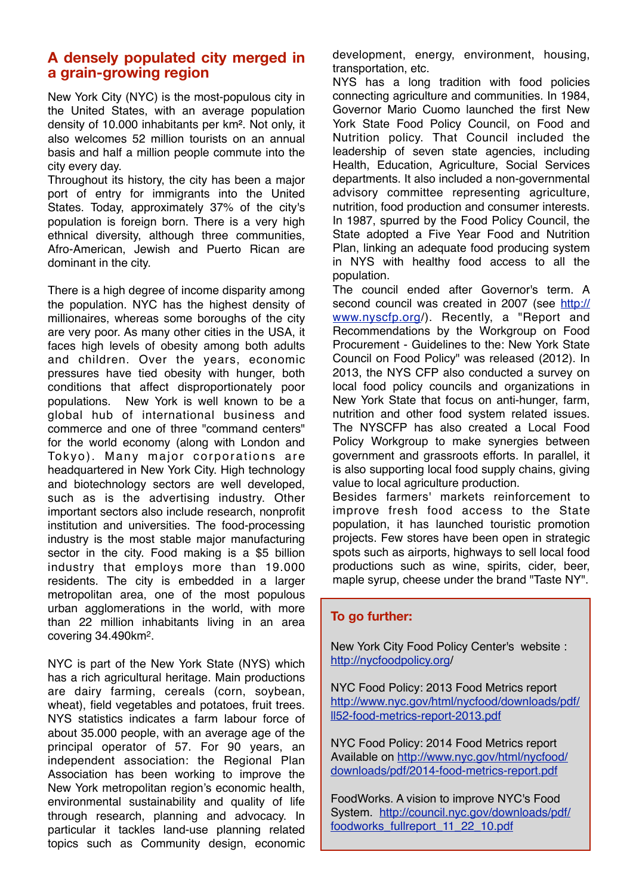## A densely populated city merged in a grain-growing region

New York City (NYC) is the most-populous city in the United States, with an average population density of 10.000 inhabitants per km². Not only, it also welcomes 52 million tourists on an annual basis and half a million people commute into the city every day.
Throughout its history, the city has been a major port of entry for immigrants into the United States. Today, approximately 37% of the city's population is foreign born. There is a very high ethnical diversity, although three communities, Afro-American, Jewish and Puerto Rican are dominant in the city.

There is a high degree of income disparity among the population. NYC has the highest density of millionaires, whereas some boroughs of the city are very poor. As many other cities in the USA, it faces high levels of obesity among both adults and children. Over the years, economic pressures have tied obesity with hunger, both conditions that affect disproportionately poor populations. New York is well known to be a global hub of international business and commerce and one of three "command centers" for the world economy (along with London and Tokyo). Many major corporations are headquartered in New York City. High technology and biotechnology sectors are well developed, such as is the advertising industry. Other important sectors also include research, nonprofit institution and universities. The food-processing industry is the most stable major manufacturing sector in the city. Food making is a $5 billion industry that employs more than 19.000 residents. The city is embedded in a larger metropolitan area, one of the most populous urban agglomerations in the world, with more than 22 million inhabitants living in an area covering 34.490km².

NYC is part of the New York State (NYS) which has a rich agricultural heritage. Main productions are dairy farming, cereals (corn, soybean, wheat), field vegetables and potatoes, fruit trees. NYS statistics indicates a farm labour force of about 35.000 people, with an average age of the principal operator of 57. For 90 years, an independent association: the Regional Plan Association has been working to improve the New York metropolitan region's economic health, environmental sustainability and quality of life through research, planning and advocacy. In particular it tackles land-use planning related topics such as Community design, economic development, energy, environment, housing, transportation, etc.
NYS has a long tradition with food policies connecting agriculture and communities. In 1984, Governor Mario Cuomo launched the first New York State Food Policy Council, on Food and Nutrition policy. That Council included the leadership of seven state agencies, including Health, Education, Agriculture, Social Services departments. It also included a non-governmental advisory committee representing agriculture, nutrition, food production and consumer interests. In 1987, spurred by the Food Policy Council, the State adopted a Five Year Food and Nutrition Plan, linking an adequate food producing system in NYS with healthy food access to all the population.
The council ended after Governor's term. A second council was created in 2007 (see http://www.nyscfp.org/). Recently, a "Report and Recommendations by the Workgroup on Food Procurement - Guidelines to the: New York State Council on Food Policy" was released (2012). In 2013, the NYS CFP also conducted a survey on local food policy councils and organizations in New York State that focus on anti-hunger, farm, nutrition and other food system related issues. The NYSCFP has also created a Local Food Policy Workgroup to make synergies between government and grassroots efforts. In parallel, it is also supporting local food supply chains, giving value to local agriculture production.
Besides farmers' markets reinforcement to improve fresh food access to the State population, it has launched touristic promotion projects. Few stores have been open in strategic spots such as airports, highways to sell local food productions such as wine, spirits, cider, beer, maple syrup, cheese under the brand "Taste NY".

### To go further:

New York City Food Policy Center's website : http://nycfoodpolicy.org/

NYC Food Policy: 2013 Food Metrics report
http://www.nyc.gov/html/nycfood/downloads/pdf/ll52-food-metrics-report-2013.pdf

NYC Food Policy: 2014 Food Metrics report
Available on http://www.nyc.gov/html/nycfood/downloads/pdf/2014-food-metrics-report.pdf

FoodWorks. A vision to improve NYC's Food System. http://council.nyc.gov/downloads/pdf/foodworks_fullreport_11_22_10.pdf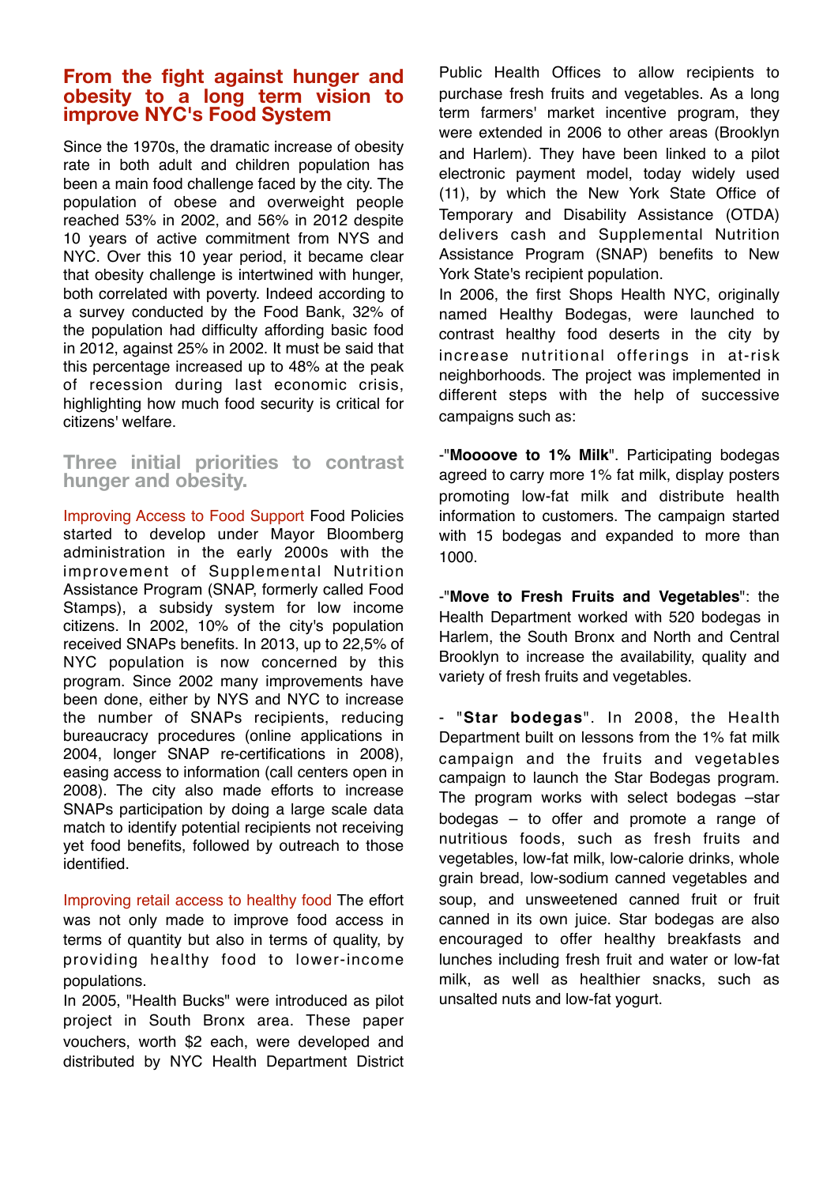## From the fight against hunger and obesity to a long term vision to improve NYC's Food System

Since the 1970s, the dramatic increase of obesity rate in both adult and children population has been a main food challenge faced by the city. The population of obese and overweight people reached 53% in 2002, and 56% in 2012 despite 10 years of active commitment from NYS and NYC. Over this 10 year period, it became clear that obesity challenge is intertwined with hunger, both correlated with poverty. Indeed according to a survey conducted by the Food Bank, 32% of the population had difficulty affording basic food in 2012, against 25% in 2002. It must be said that this percentage increased up to 48% at the peak of recession during last economic crisis, highlighting how much food security is critical for citizens' welfare.

### Three initial priorities to contrast hunger and obesity.

Improving Access to Food Support Food Policies started to develop under Mayor Bloomberg administration in the early 2000s with the improvement of Supplemental Nutrition Assistance Program (SNAP, formerly called Food Stamps), a subsidy system for low income citizens. In 2002, 10% of the city's population received SNAPs benefits. In 2013, up to 22,5% of NYC population is now concerned by this program. Since 2002 many improvements have been done, either by NYS and NYC to increase the number of SNAPs recipients, reducing bureaucracy procedures (online applications in 2004, longer SNAP re-certifications in 2008), easing access to information (call centers open in 2008). The city also made efforts to increase SNAPs participation by doing a large scale data match to identify potential recipients not receiving yet food benefits, followed by outreach to those identified.

Improving retail access to healthy food The effort was not only made to improve food access in terms of quantity but also in terms of quality, by providing healthy food to lower-income populations.

In 2005, "Health Bucks" were introduced as pilot project in South Bronx area. These paper vouchers, worth $2 each, were developed and distributed by NYC Health Department District Public Health Offices to allow recipients to purchase fresh fruits and vegetables. As a long term farmers' market incentive program, they were extended in 2006 to other areas (Brooklyn and Harlem). They have been linked to a pilot electronic payment model, today widely used (11), by which the New York State Office of Temporary and Disability Assistance (OTDA) delivers cash and Supplemental Nutrition Assistance Program (SNAP) benefits to New York State's recipient population.

In 2006, the first Shops Health NYC, originally named Healthy Bodegas, were launched to contrast healthy food deserts in the city by increase nutritional offerings in at-risk neighborhoods. The project was implemented in different steps with the help of successive campaigns such as:

-"**Moooove to 1% Milk**". Participating bodegas agreed to carry more 1% fat milk, display posters promoting low-fat milk and distribute health information to customers. The campaign started with 15 bodegas and expanded to more than 1000.

-"**Move to Fresh Fruits and Vegetables**": the Health Department worked with 520 bodegas in Harlem, the South Bronx and North and Central Brooklyn to increase the availability, quality and variety of fresh fruits and vegetables.

- "**Star bodegas**". In 2008, the Health Department built on lessons from the 1% fat milk campaign and the fruits and vegetables campaign to launch the Star Bodegas program. The program works with select bodegas –star bodegas – to offer and promote a range of nutritious foods, such as fresh fruits and vegetables, low-fat milk, low-calorie drinks, whole grain bread, low-sodium canned vegetables and soup, and unsweetened canned fruit or fruit canned in its own juice. Star bodegas are also encouraged to offer healthy breakfasts and lunches including fresh fruit and water or low-fat milk, as well as healthier snacks, such as unsalted nuts and low-fat yogurt.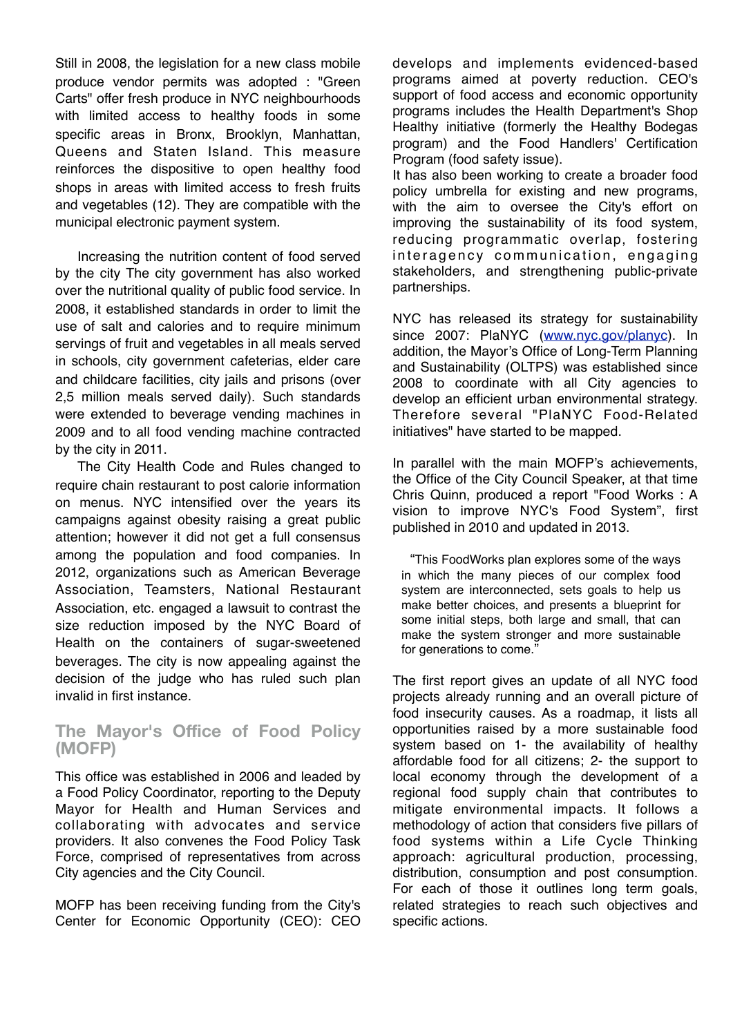Still in 2008, the legislation for a new class mobile produce vendor permits was adopted : "Green Carts" offer fresh produce in NYC neighbourhoods with limited access to healthy foods in some specific areas in Bronx, Brooklyn, Manhattan, Queens and Staten Island. This measure reinforces the dispositive to open healthy food shops in areas with limited access to fresh fruits and vegetables (12). They are compatible with the municipal electronic payment system.

Increasing the nutrition content of food served by the city The city government has also worked over the nutritional quality of public food service. In 2008, it established standards in order to limit the use of salt and calories and to require minimum servings of fruit and vegetables in all meals served in schools, city government cafeterias, elder care and childcare facilities, city jails and prisons (over 2,5 million meals served daily). Such standards were extended to beverage vending machines in 2009 and to all food vending machine contracted by the city in 2011.

The City Health Code and Rules changed to require chain restaurant to post calorie information on menus. NYC intensified over the years its campaigns against obesity raising a great public attention; however it did not get a full consensus among the population and food companies. In 2012, organizations such as American Beverage Association, Teamsters, National Restaurant Association, etc. engaged a lawsuit to contrast the size reduction imposed by the NYC Board of Health on the containers of sugar-sweetened beverages. The city is now appealing against the decision of the judge who has ruled such plan invalid in first instance.

## The Mayor's Office of Food Policy (MOFP)

This office was established in 2006 and leaded by a Food Policy Coordinator, reporting to the Deputy Mayor for Health and Human Services and collaborating with advocates and service providers. It also convenes the Food Policy Task Force, comprised of representatives from across City agencies and the City Council.

MOFP has been receiving funding from the City's Center for Economic Opportunity (CEO): CEO develops and implements evidenced-based programs aimed at poverty reduction. CEO's support of food access and economic opportunity programs includes the Health Department's Shop Healthy initiative (formerly the Healthy Bodegas program) and the Food Handlers' Certification Program (food safety issue).
It has also been working to create a broader food policy umbrella for existing and new programs, with the aim to oversee the City's effort on improving the sustainability of its food system, reducing programmatic overlap, fostering interagency communication, engaging stakeholders, and strengthening public-private partnerships.

NYC has released its strategy for sustainability since 2007: PlaNYC (www.nyc.gov/planyc). In addition, the Mayor's Office of Long-Term Planning and Sustainability (OLTPS) was established since 2008 to coordinate with all City agencies to develop an efficient urban environmental strategy. Therefore several "PlaNYC Food-Related initiatives" have started to be mapped.

In parallel with the main MOFP's achievements, the Office of the City Council Speaker, at that time Chris Quinn, produced a report "Food Works : A vision to improve NYC's Food System", first published in 2010 and updated in 2013.

> "This FoodWorks plan explores some of the ways in which the many pieces of our complex food system are interconnected, sets goals to help us make better choices, and presents a blueprint for some initial steps, both large and small, that can make the system stronger and more sustainable for generations to come."

The first report gives an update of all NYC food projects already running and an overall picture of food insecurity causes. As a roadmap, it lists all opportunities raised by a more sustainable food system based on 1- the availability of healthy affordable food for all citizens; 2- the support to local economy through the development of a regional food supply chain that contributes to mitigate environmental impacts. It follows a methodology of action that considers five pillars of food systems within a Life Cycle Thinking approach: agricultural production, processing, distribution, consumption and post consumption. For each of those it outlines long term goals, related strategies to reach such objectives and specific actions.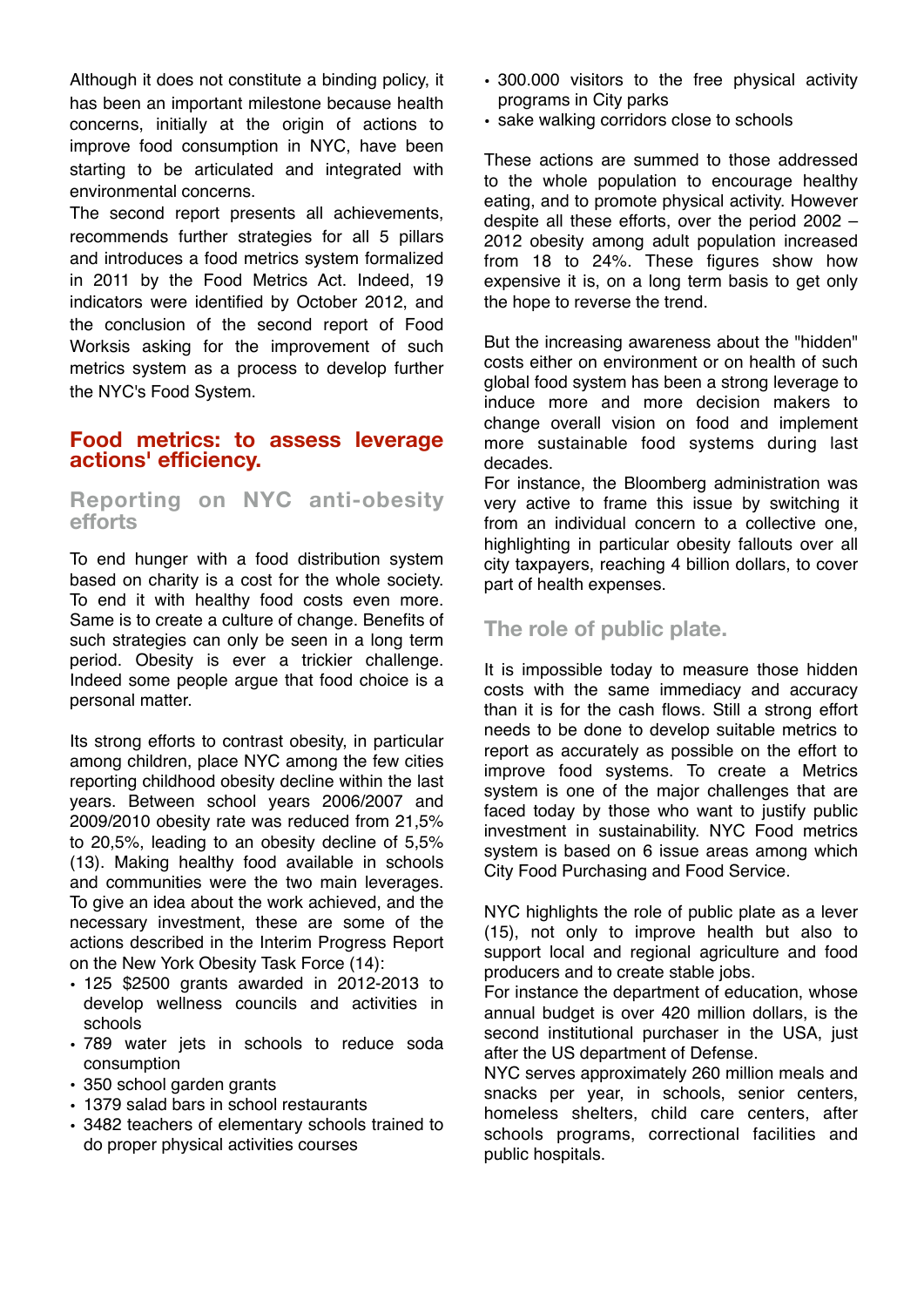Although it does not constitute a binding policy, it has been an important milestone because health concerns, initially at the origin of actions to improve food consumption in NYC, have been starting to be articulated and integrated with environmental concerns.
The second report presents all achievements, recommends further strategies for all 5 pillars and introduces a food metrics system formalized in 2011 by the Food Metrics Act. Indeed, 19 indicators were identified by October 2012, and the conclusion of the second report of Food Worksis asking for the improvement of such metrics system as a process to develop further the NYC's Food System.

## Food metrics: to assess leverage actions' efficiency.

### Reporting on NYC anti-obesity efforts

To end hunger with a food distribution system based on charity is a cost for the whole society. To end it with healthy food costs even more. Same is to create a culture of change. Benefits of such strategies can only be seen in a long term period. Obesity is ever a trickier challenge. Indeed some people argue that food choice is a personal matter.

Its strong efforts to contrast obesity, in particular among children, place NYC among the few cities reporting childhood obesity decline within the last years. Between school years 2006/2007 and 2009/2010 obesity rate was reduced from 21,5% to 20,5%, leading to an obesity decline of 5,5% (13). Making healthy food available in schools and communities were the two main leverages. To give an idea about the work achieved, and the necessary investment, these are some of the actions described in the Interim Progress Report on the New York Obesity Task Force (14):

- 125 $2500 grants awarded in 2012-2013 to develop wellness councils and activities in schools
- 789 water jets in schools to reduce soda consumption
- 350 school garden grants
- 1379 salad bars in school restaurants
- 3482 teachers of elementary schools trained to do proper physical activities courses
- 300.000 visitors to the free physical activity programs in City parks
- sake walking corridors close to schools

These actions are summed to those addressed to the whole population to encourage healthy eating, and to promote physical activity. However despite all these efforts, over the period 2002 – 2012 obesity among adult population increased from 18 to 24%. These figures show how expensive it is, on a long term basis to get only the hope to reverse the trend.

But the increasing awareness about the "hidden" costs either on environment or on health of such global food system has been a strong leverage to induce more and more decision makers to change overall vision on food and implement more sustainable food systems during last decades.
For instance, the Bloomberg administration was very active to frame this issue by switching it from an individual concern to a collective one, highlighting in particular obesity fallouts over all city taxpayers, reaching 4 billion dollars, to cover part of health expenses.

### The role of public plate.

It is impossible today to measure those hidden costs with the same immediacy and accuracy than it is for the cash flows. Still a strong effort needs to be done to develop suitable metrics to report as accurately as possible on the effort to improve food systems. To create a Metrics system is one of the major challenges that are faced today by those who want to justify public investment in sustainability. NYC Food metrics system is based on 6 issue areas among which City Food Purchasing and Food Service.

NYC highlights the role of public plate as a lever (15), not only to improve health but also to support local and regional agriculture and food producers and to create stable jobs.
For instance the department of education, whose annual budget is over 420 million dollars, is the second institutional purchaser in the USA, just after the US department of Defense.
NYC serves approximately 260 million meals and snacks per year, in schools, senior centers, homeless shelters, child care centers, after schools programs, correctional facilities and public hospitals.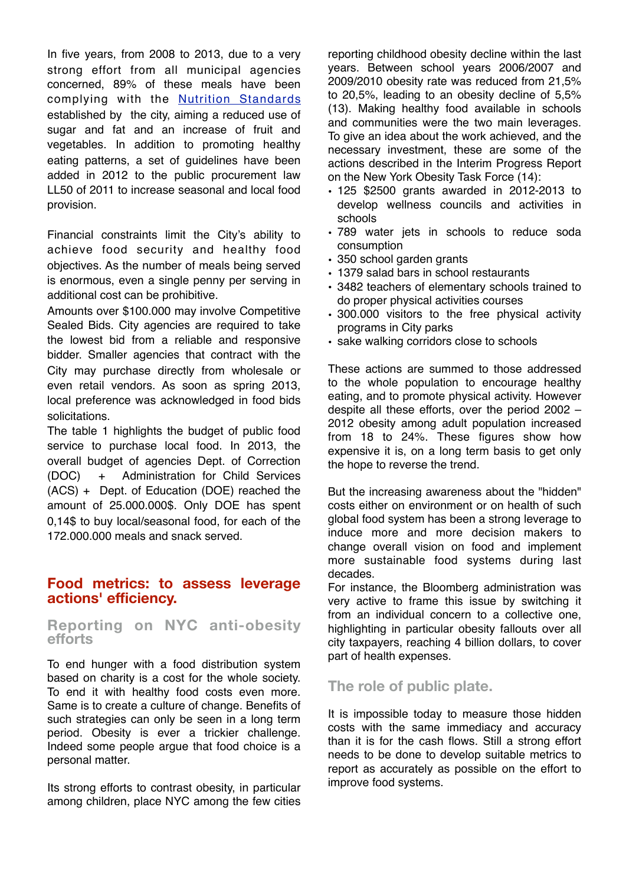In five years, from 2008 to 2013, due to a very strong effort from all municipal agencies concerned, 89% of these meals have been complying with the Nutrition Standards established by the city, aiming a reduced use of sugar and fat and an increase of fruit and vegetables. In addition to promoting healthy eating patterns, a set of guidelines have been added in 2012 to the public procurement law LL50 of 2011 to increase seasonal and local food provision.

Financial constraints limit the City's ability to achieve food security and healthy food objectives. As the number of meals being served is enormous, even a single penny per serving in additional cost can be prohibitive.

Amounts over $100.000 may involve Competitive Sealed Bids. City agencies are required to take the lowest bid from a reliable and responsive bidder. Smaller agencies that contract with the City may purchase directly from wholesale or even retail vendors. As soon as spring 2013, local preference was acknowledged in food bids solicitations.

The table 1 highlights the budget of public food service to purchase local food. In 2013, the overall budget of agencies Dept. of Correction (DOC) + Administration for Child Services (ACS) + Dept. of Education (DOE) reached the amount of 25.000.000$. Only DOE has spent 0,14$ to buy local/seasonal food, for each of the 172.000.000 meals and snack served.

## Food metrics: to assess leverage actions' efficiency.

### Reporting on NYC anti-obesity efforts

To end hunger with a food distribution system based on charity is a cost for the whole society. To end it with healthy food costs even more. Same is to create a culture of change. Benefits of such strategies can only be seen in a long term period. Obesity is ever a trickier challenge. Indeed some people argue that food choice is a personal matter.

Its strong efforts to contrast obesity, in particular among children, place NYC among the few cities reporting childhood obesity decline within the last years. Between school years 2006/2007 and 2009/2010 obesity rate was reduced from 21,5% to 20,5%, leading to an obesity decline of 5,5% (13). Making healthy food available in schools and communities were the two main leverages. To give an idea about the work achieved, and the necessary investment, these are some of the actions described in the Interim Progress Report on the New York Obesity Task Force (14):

- 125 $2500 grants awarded in 2012-2013 to develop wellness councils and activities in schools
- 789 water jets in schools to reduce soda consumption
- 350 school garden grants
- 1379 salad bars in school restaurants
- 3482 teachers of elementary schools trained to do proper physical activities courses
- 300.000 visitors to the free physical activity programs in City parks
- sake walking corridors close to schools

These actions are summed to those addressed to the whole population to encourage healthy eating, and to promote physical activity. However despite all these efforts, over the period 2002 – 2012 obesity among adult population increased from 18 to 24%. These figures show how expensive it is, on a long term basis to get only the hope to reverse the trend.

But the increasing awareness about the "hidden" costs either on environment or on health of such global food system has been a strong leverage to induce more and more decision makers to change overall vision on food and implement more sustainable food systems during last decades.

For instance, the Bloomberg administration was very active to frame this issue by switching it from an individual concern to a collective one, highlighting in particular obesity fallouts over all city taxpayers, reaching 4 billion dollars, to cover part of health expenses.

### The role of public plate.

It is impossible today to measure those hidden costs with the same immediacy and accuracy than it is for the cash flows. Still a strong effort needs to be done to develop suitable metrics to report as accurately as possible on the effort to improve food systems.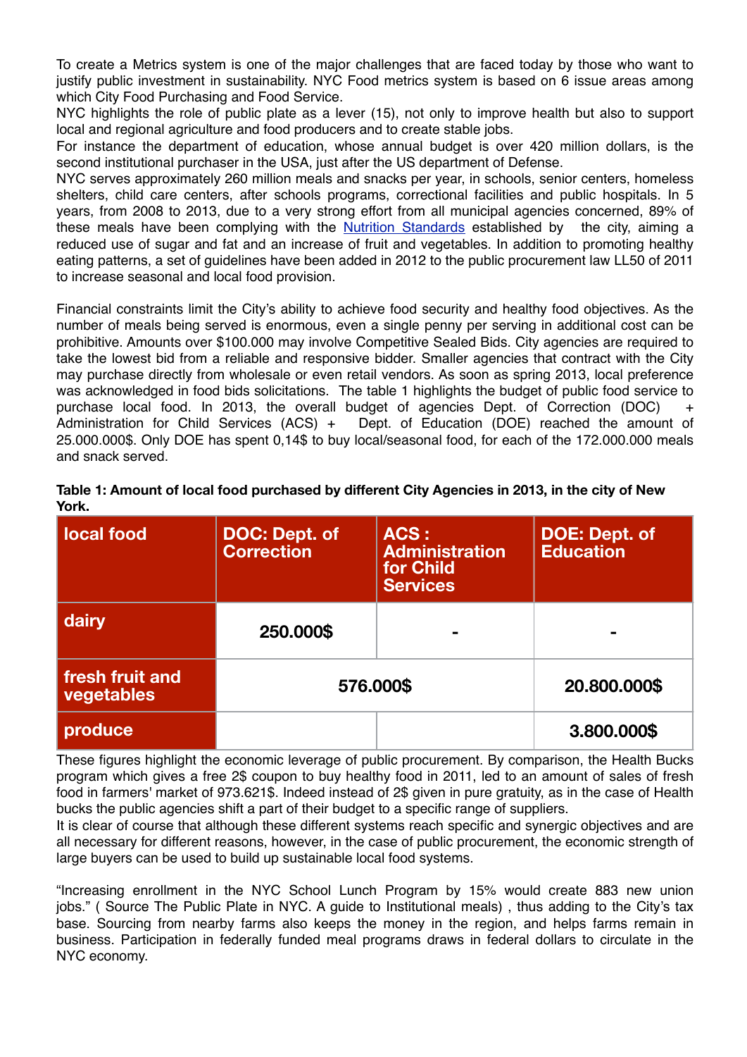To create a Metrics system is one of the major challenges that are faced today by those who want to justify public investment in sustainability. NYC Food metrics system is based on 6 issue areas among which City Food Purchasing and Food Service.

NYC highlights the role of public plate as a lever (15), not only to improve health but also to support local and regional agriculture and food producers and to create stable jobs.

For instance the department of education, whose annual budget is over 420 million dollars, is the second institutional purchaser in the USA, just after the US department of Defense.

NYC serves approximately 260 million meals and snacks per year, in schools, senior centers, homeless shelters, child care centers, after schools programs, correctional facilities and public hospitals. In 5 years, from 2008 to 2013, due to a very strong effort from all municipal agencies concerned, 89% of these meals have been complying with the Nutrition Standards established by the city, aiming a reduced use of sugar and fat and an increase of fruit and vegetables. In addition to promoting healthy eating patterns, a set of guidelines have been added in 2012 to the public procurement law LL50 of 2011 to increase seasonal and local food provision.

Financial constraints limit the City's ability to achieve food security and healthy food objectives. As the number of meals being served is enormous, even a single penny per serving in additional cost can be prohibitive. Amounts over $100.000 may involve Competitive Sealed Bids. City agencies are required to take the lowest bid from a reliable and responsive bidder. Smaller agencies that contract with the City may purchase directly from wholesale or even retail vendors. As soon as spring 2013, local preference was acknowledged in food bids solicitations. The table 1 highlights the budget of public food service to purchase local food. In 2013, the overall budget of agencies Dept. of Correction (DOC) + Administration for Child Services (ACS) + Dept. of Education (DOE) reached the amount of 25.000.000$. Only DOE has spent 0,14$ to buy local/seasonal food, for each of the 172.000.000 meals and snack served.

**Table 1: Amount of local food purchased by different City Agencies in 2013, in the city of New York.**

| local food | DOC: Dept. of Correction | ACS : Administration for Child Services | DOE: Dept. of Education |
|---|---|---|---|
| dairy | 250.000$ | - | - |
| fresh fruit and vegetables | 576.000$ | | 20.800.000$ |
| produce | | | 3.800.000$ |

These figures highlight the economic leverage of public procurement. By comparison, the Health Bucks program which gives a free 2$ coupon to buy healthy food in 2011, led to an amount of sales of fresh food in farmers' market of 973.621$. Indeed instead of 2$ given in pure gratuity, as in the case of Health bucks the public agencies shift a part of their budget to a specific range of suppliers.

It is clear of course that although these different systems reach specific and synergic objectives and are all necessary for different reasons, however, in the case of public procurement, the economic strength of large buyers can be used to build up sustainable local food systems.

"Increasing enrollment in the NYC School Lunch Program by 15% would create 883 new union jobs." ( Source The Public Plate in NYC. A guide to Institutional meals) , thus adding to the City's tax base. Sourcing from nearby farms also keeps the money in the region, and helps farms remain in business. Participation in federally funded meal programs draws in federal dollars to circulate in the NYC economy.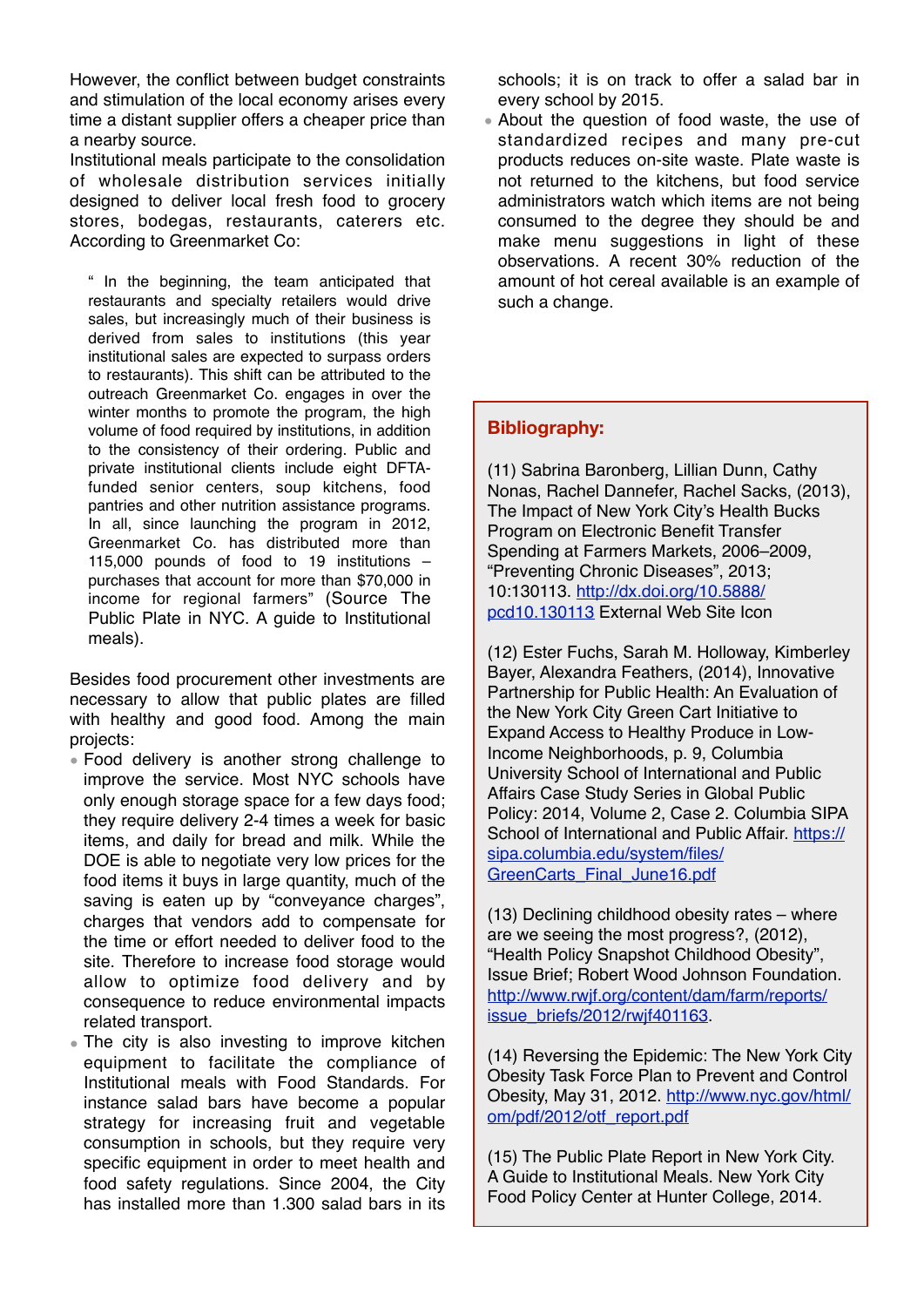However, the conflict between budget constraints and stimulation of the local economy arises every time a distant supplier offers a cheaper price than a nearby source.

Institutional meals participate to the consolidation of wholesale distribution services initially designed to deliver local fresh food to grocery stores, bodegas, restaurants, caterers etc. According to Greenmarket Co:

> " In the beginning, the team anticipated that restaurants and specialty retailers would drive sales, but increasingly much of their business is derived from sales to institutions (this year institutional sales are expected to surpass orders to restaurants). This shift can be attributed to the outreach Greenmarket Co. engages in over the winter months to promote the program, the high volume of food required by institutions, in addition to the consistency of their ordering. Public and private institutional clients include eight DFTA-funded senior centers, soup kitchens, food pantries and other nutrition assistance programs. In all, since launching the program in 2012, Greenmarket Co. has distributed more than 115,000 pounds of food to 19 institutions – purchases that account for more than $70,000 in income for regional farmers" (Source The Public Plate in NYC. A guide to Institutional meals).

Besides food procurement other investments are necessary to allow that public plates are filled with healthy and good food. Among the main projects:

- Food delivery is another strong challenge to improve the service. Most NYC schools have only enough storage space for a few days food; they require delivery 2-4 times a week for basic items, and daily for bread and milk. While the DOE is able to negotiate very low prices for the food items it buys in large quantity, much of the saving is eaten up by "conveyance charges", charges that vendors add to compensate for the time or effort needed to deliver food to the site. Therefore to increase food storage would allow to optimize food delivery and by consequence to reduce environmental impacts related transport.
- The city is also investing to improve kitchen equipment to facilitate the compliance of Institutional meals with Food Standards. For instance salad bars have become a popular strategy for increasing fruit and vegetable consumption in schools, but they require very specific equipment in order to meet health and food safety regulations. Since 2004, the City has installed more than 1.300 salad bars in its schools; it is on track to offer a salad bar in every school by 2015.
- About the question of food waste, the use of standardized recipes and many pre-cut products reduces on-site waste. Plate waste is not returned to the kitchens, but food service administrators watch which items are not being consumed to the degree they should be and make menu suggestions in light of these observations. A recent 30% reduction of the amount of hot cereal available is an example of such a change.

**Bibliography:**

(11) Sabrina Baronberg, Lillian Dunn, Cathy Nonas, Rachel Dannefer, Rachel Sacks, (2013), The Impact of New York City's Health Bucks Program on Electronic Benefit Transfer Spending at Farmers Markets, 2006–2009, "Preventing Chronic Diseases", 2013; 10:130113. http://dx.doi.org/10.5888/pcd10.130113 External Web Site Icon

(12) Ester Fuchs, Sarah M. Holloway, Kimberley Bayer, Alexandra Feathers, (2014), Innovative Partnership for Public Health: An Evaluation of the New York City Green Cart Initiative to Expand Access to Healthy Produce in Low-Income Neighborhoods, p. 9, Columbia University School of International and Public Affairs Case Study Series in Global Public Policy: 2014, Volume 2, Case 2. Columbia SIPA School of International and Public Affair. https://sipa.columbia.edu/system/files/GreenCarts_Final_June16.pdf

(13) Declining childhood obesity rates – where are we seeing the most progress?, (2012), "Health Policy Snapshot Childhood Obesity", Issue Brief; Robert Wood Johnson Foundation. http://www.rwjf.org/content/dam/farm/reports/issue_briefs/2012/rwjf401163.

(14) Reversing the Epidemic: The New York City Obesity Task Force Plan to Prevent and Control Obesity, May 31, 2012. http://www.nyc.gov/html/om/pdf/2012/otf_report.pdf

(15) The Public Plate Report in New York City. A Guide to Institutional Meals. New York City Food Policy Center at Hunter College, 2014.